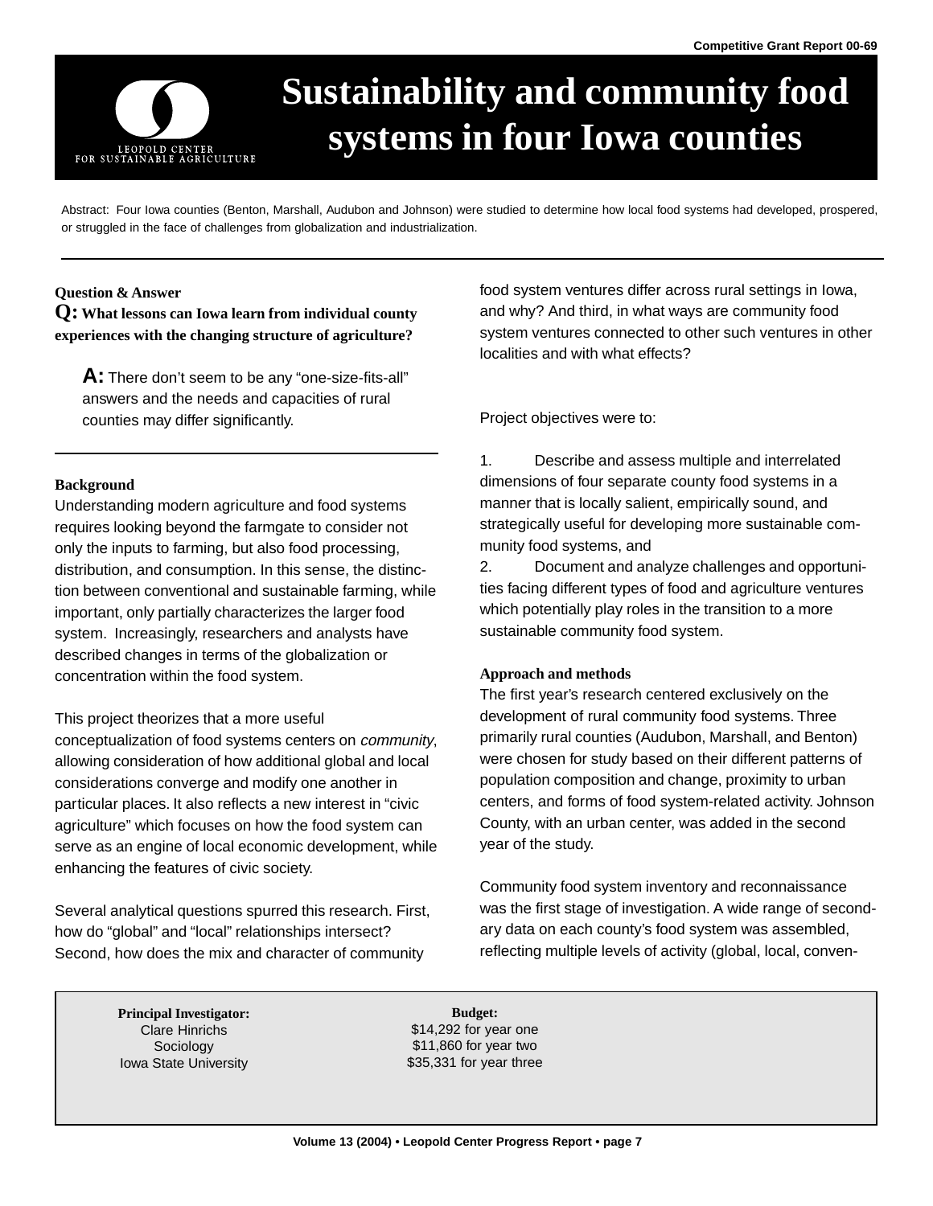Competitive Grant Report 00-69

# Sustainability and community food systems in four Iowa counties

Abstract: Four Iowa counties (Benton, Marshall, Audubon and Johnson) were studied to determine how local food systems had developed, prospered, or struggled in the face of challenges from globalization and industrialization.

---

**Question & Answer**

**Q: What lessons can Iowa learn from individual county experiences with the changing structure of agriculture?**

> **A:** There don't seem to be any "one-size-fits-all" answers and the needs and capacities of rural counties may differ significantly.

---

## Background

Understanding modern agriculture and food systems requires looking beyond the farmgate to consider not only the inputs to farming, but also food processing, distribution, and consumption. In this sense, the distinction between conventional and sustainable farming, while important, only partially characterizes the larger food system. Increasingly, researchers and analysts have described changes in terms of the globalization or concentration within the food system.

This project theorizes that a more useful conceptualization of food systems centers on *community*, allowing consideration of how additional global and local considerations converge and modify one another in particular places. It also reflects a new interest in "civic agriculture" which focuses on how the food system can serve as an engine of local economic development, while enhancing the features of civic society.

Several analytical questions spurred this research. First, how do "global" and "local" relationships intersect? Second, how does the mix and character of community food system ventures differ across rural settings in Iowa, and why? And third, in what ways are community food system ventures connected to other such ventures in other localities and with what effects?

Project objectives were to:

1. Describe and assess multiple and interrelated dimensions of four separate county food systems in a manner that is locally salient, empirically sound, and strategically useful for developing more sustainable community food systems, and
2. Document and analyze challenges and opportunities facing different types of food and agriculture ventures which potentially play roles in the transition to a more sustainable community food system.

## Approach and methods

The first year's research centered exclusively on the development of rural community food systems. Three primarily rural counties (Audubon, Marshall, and Benton) were chosen for study based on their different patterns of population composition and change, proximity to urban centers, and forms of food system-related activity. Johnson County, with an urban center, was added in the second year of the study.

Community food system inventory and reconnaissance was the first stage of investigation. A wide range of secondary data on each county's food system was assembled, reflecting multiple levels of activity (global, local, conven-

**Principal Investigator:**
Clare Hinrichs
Sociology
Iowa State University

**Budget:**
$14,292 for year one
$11,860 for year two
$35,331 for year three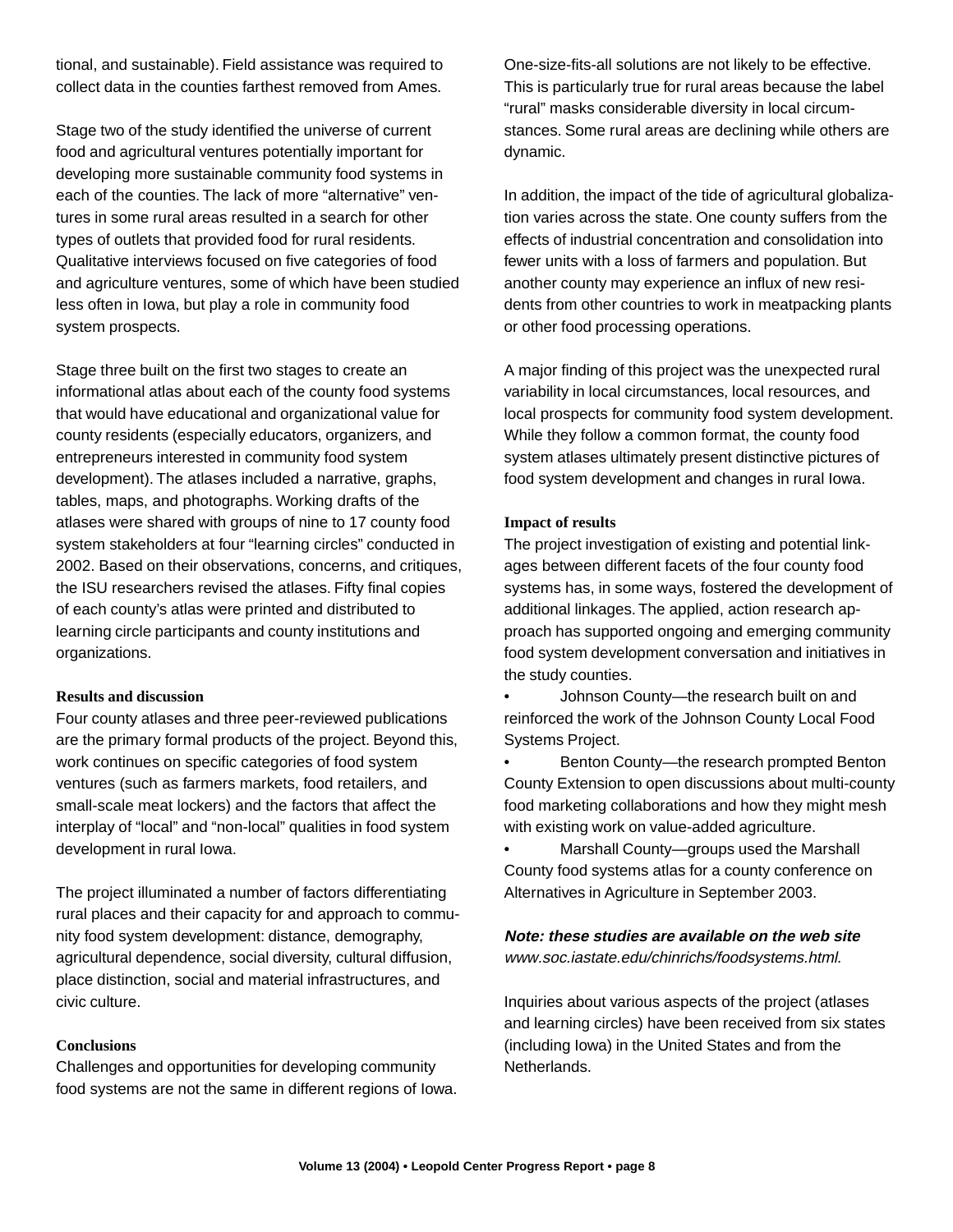tional, and sustainable). Field assistance was required to collect data in the counties farthest removed from Ames.

Stage two of the study identified the universe of current food and agricultural ventures potentially important for developing more sustainable community food systems in each of the counties. The lack of more "alternative" ventures in some rural areas resulted in a search for other types of outlets that provided food for rural residents. Qualitative interviews focused on five categories of food and agriculture ventures, some of which have been studied less often in Iowa, but play a role in community food system prospects.

Stage three built on the first two stages to create an informational atlas about each of the county food systems that would have educational and organizational value for county residents (especially educators, organizers, and entrepreneurs interested in community food system development). The atlases included a narrative, graphs, tables, maps, and photographs. Working drafts of the atlases were shared with groups of nine to 17 county food system stakeholders at four "learning circles" conducted in 2002. Based on their observations, concerns, and critiques, the ISU researchers revised the atlases. Fifty final copies of each county's atlas were printed and distributed to learning circle participants and county institutions and organizations.

### Results and discussion

Four county atlases and three peer-reviewed publications are the primary formal products of the project. Beyond this, work continues on specific categories of food system ventures (such as farmers markets, food retailers, and small-scale meat lockers) and the factors that affect the interplay of "local" and "non-local" qualities in food system development in rural Iowa.

The project illuminated a number of factors differentiating rural places and their capacity for and approach to community food system development: distance, demography, agricultural dependence, social diversity, cultural diffusion, place distinction, social and material infrastructures, and civic culture.

### Conclusions

Challenges and opportunities for developing community food systems are not the same in different regions of Iowa. One-size-fits-all solutions are not likely to be effective. This is particularly true for rural areas because the label "rural" masks considerable diversity in local circumstances. Some rural areas are declining while others are dynamic.

In addition, the impact of the tide of agricultural globalization varies across the state. One county suffers from the effects of industrial concentration and consolidation into fewer units with a loss of farmers and population. But another county may experience an influx of new residents from other countries to work in meatpacking plants or other food processing operations.

A major finding of this project was the unexpected rural variability in local circumstances, local resources, and local prospects for community food system development. While they follow a common format, the county food system atlases ultimately present distinctive pictures of food system development and changes in rural Iowa.

### Impact of results

The project investigation of existing and potential linkages between different facets of the four county food systems has, in some ways, fostered the development of additional linkages. The applied, action research approach has supported ongoing and emerging community food system development conversation and initiatives in the study counties.

- Johnson County—the research built on and reinforced the work of the Johnson County Local Food Systems Project.
- Benton County—the research prompted Benton County Extension to open discussions about multi-county food marketing collaborations and how they might mesh with existing work on value-added agriculture.
- Marshall County—groups used the Marshall County food systems atlas for a county conference on Alternatives in Agriculture in September 2003.

***Note: these studies are available on the web site*** *www.soc.iastate.edu/chinrichs/foodsystems.html.*

Inquiries about various aspects of the project (atlases and learning circles) have been received from six states (including Iowa) in the United States and from the Netherlands.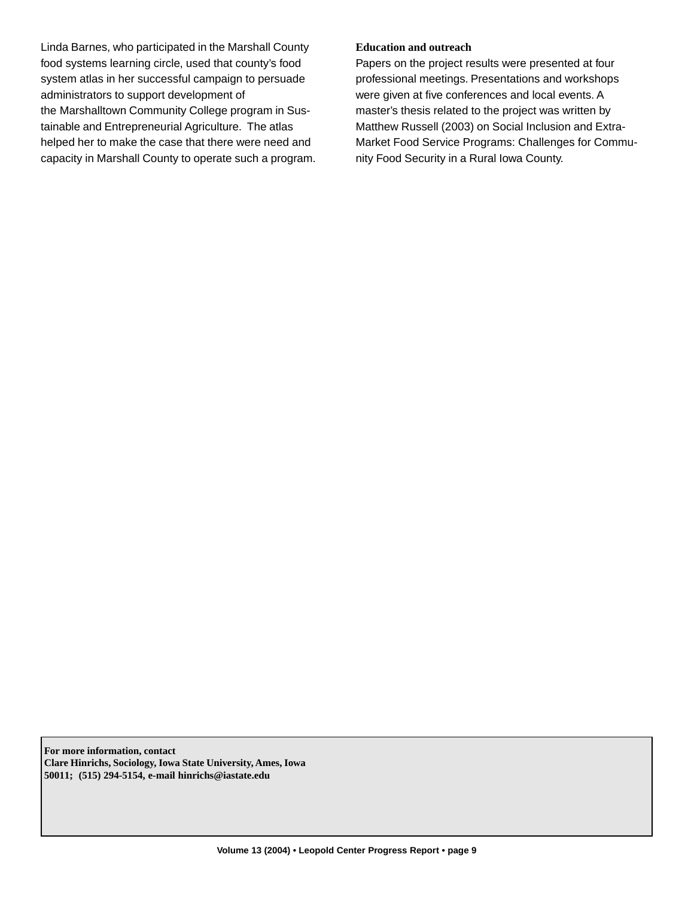Linda Barnes, who participated in the Marshall County food systems learning circle, used that county's food system atlas in her successful campaign to persuade administrators to support development of the Marshalltown Community College program in Sustainable and Entrepreneurial Agriculture. The atlas helped her to make the case that there were need and capacity in Marshall County to operate such a program.

**Education and outreach**

Papers on the project results were presented at four professional meetings. Presentations and workshops were given at five conferences and local events. A master's thesis related to the project was written by Matthew Russell (2003) on Social Inclusion and Extra-Market Food Service Programs: Challenges for Community Food Security in a Rural Iowa County.

**For more information, contact**
**Clare Hinrichs, Sociology, Iowa State University, Ames, Iowa 50011; (515) 294-5154, e-mail hinrichs@iastate.edu**